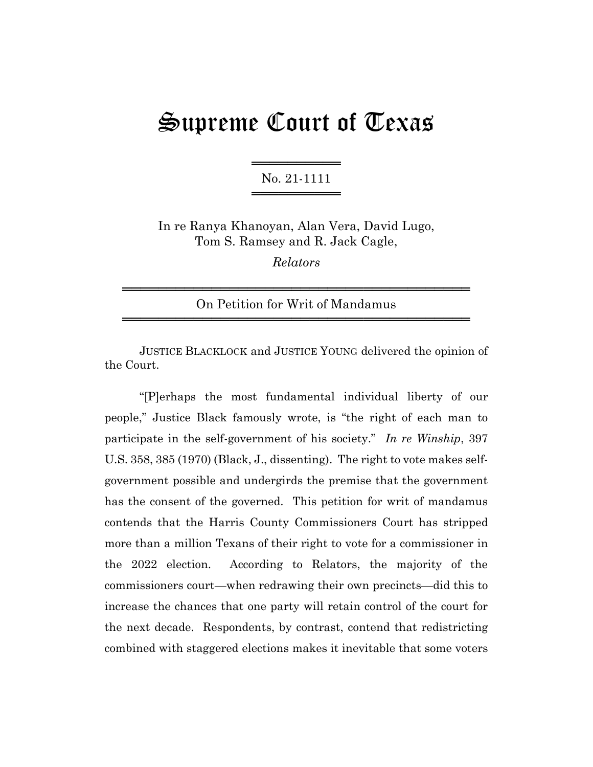# Supreme Court of Texas

No. 21-1111

In re Ranya Khanoyan, Alan Vera, David Lugo, Tom S. Ramsey and R. Jack Cagle,

*Relators*

On Petition for Writ of Mandamus

JUSTICE BLACKLOCK and JUSTICE YOUNG delivered the opinion of the Court.

"[P]erhaps the most fundamental individual liberty of our people," Justice Black famously wrote, is "the right of each man to participate in the self-government of his society." *In re Winship*, 397 U.S. 358, 385 (1970) (Black, J., dissenting). The right to vote makes self-government possible and undergirds the premise that the government has the consent of the governed. This petition for writ of mandamus contends that the Harris County Commissioners Court has stripped more than a million Texans of their right to vote for a commissioner in the 2022 election. According to Relators, the majority of the commissioners court—when redrawing their own precincts—did this to increase the chances that one party will retain control of the court for the next decade. Respondents, by contrast, contend that redistricting combined with staggered elections makes it inevitable that some voters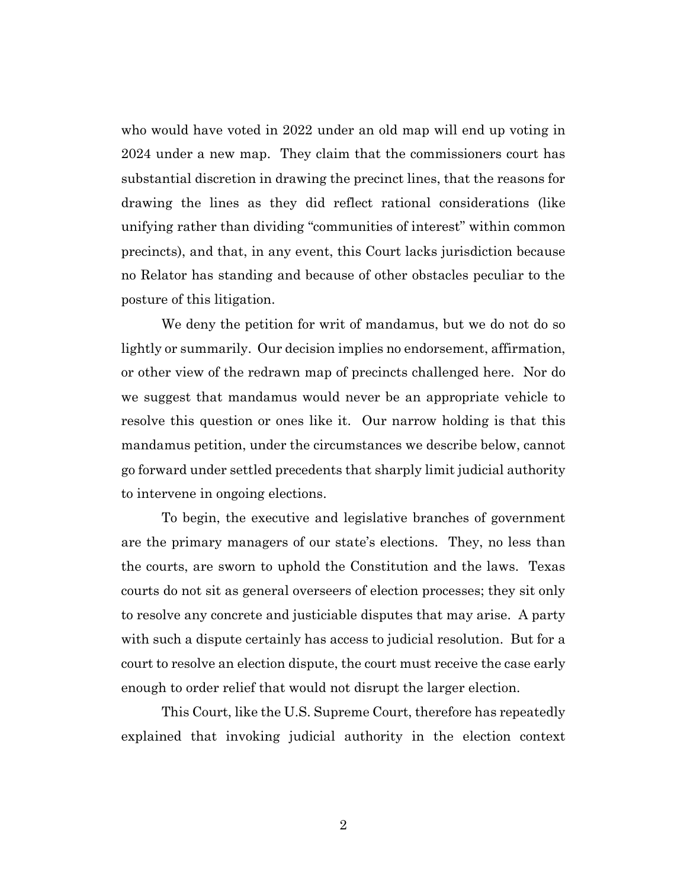who would have voted in 2022 under an old map will end up voting in 2024 under a new map. They claim that the commissioners court has substantial discretion in drawing the precinct lines, that the reasons for drawing the lines as they did reflect rational considerations (like unifying rather than dividing "communities of interest" within common precincts), and that, in any event, this Court lacks jurisdiction because no Relator has standing and because of other obstacles peculiar to the posture of this litigation.

We deny the petition for writ of mandamus, but we do not do so lightly or summarily. Our decision implies no endorsement, affirmation, or other view of the redrawn map of precincts challenged here. Nor do we suggest that mandamus would never be an appropriate vehicle to resolve this question or ones like it. Our narrow holding is that this mandamus petition, under the circumstances we describe below, cannot go forward under settled precedents that sharply limit judicial authority to intervene in ongoing elections.

To begin, the executive and legislative branches of government are the primary managers of our state's elections. They, no less than the courts, are sworn to uphold the Constitution and the laws. Texas courts do not sit as general overseers of election processes; they sit only to resolve any concrete and justiciable disputes that may arise. A party with such a dispute certainly has access to judicial resolution. But for a court to resolve an election dispute, the court must receive the case early enough to order relief that would not disrupt the larger election.

This Court, like the U.S. Supreme Court, therefore has repeatedly explained that invoking judicial authority in the election context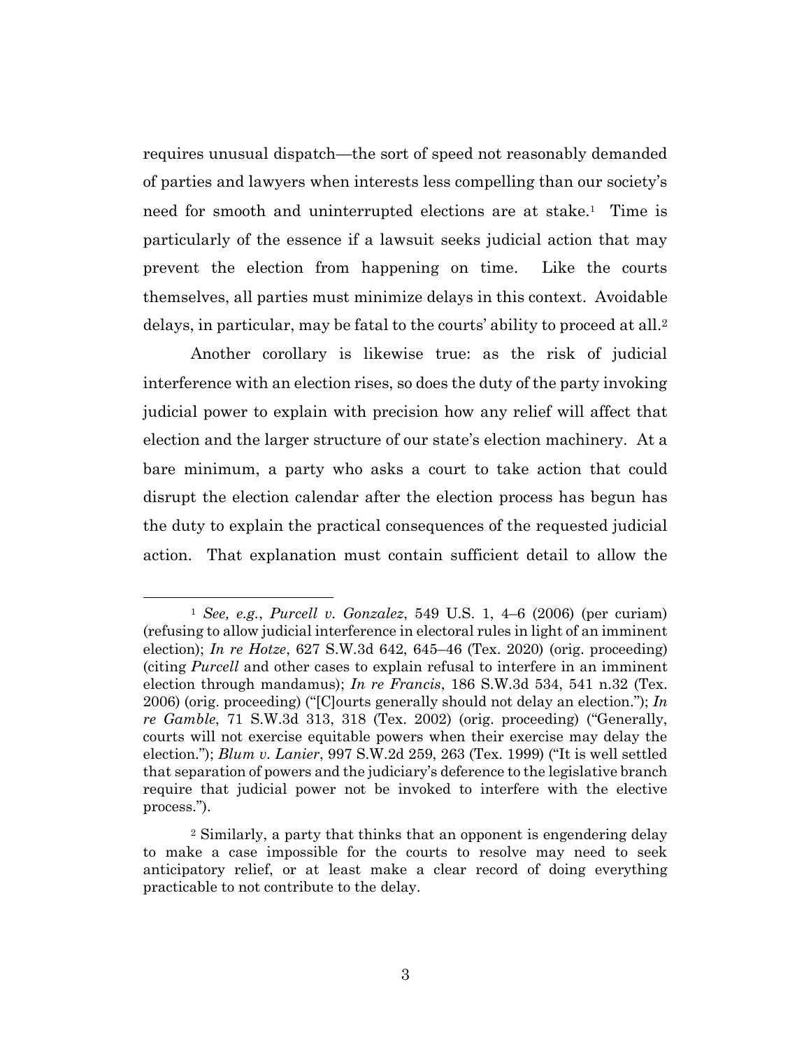requires unusual dispatch—the sort of speed not reasonably demanded of parties and lawyers when interests less compelling than our society's need for smooth and uninterrupted elections are at stake.[1] Time is particularly of the essence if a lawsuit seeks judicial action that may prevent the election from happening on time. Like the courts themselves, all parties must minimize delays in this context. Avoidable delays, in particular, may be fatal to the courts' ability to proceed at all.[2]

Another corollary is likewise true: as the risk of judicial interference with an election rises, so does the duty of the party invoking judicial power to explain with precision how any relief will affect that election and the larger structure of our state's election machinery. At a bare minimum, a party who asks a court to take action that could disrupt the election calendar after the election process has begun has the duty to explain the practical consequences of the requested judicial action. That explanation must contain sufficient detail to allow the

---

[1] *See, e.g.*, *Purcell v. Gonzalez*, 549 U.S. 1, 4–6 (2006) (per curiam) (refusing to allow judicial interference in electoral rules in light of an imminent election); *In re Hotze*, 627 S.W.3d 642, 645–46 (Tex. 2020) (orig. proceeding) (citing *Purcell* and other cases to explain refusal to interfere in an imminent election through mandamus); *In re Francis*, 186 S.W.3d 534, 541 n.32 (Tex. 2006) (orig. proceeding) ("[C]ourts generally should not delay an election."); *In re Gamble*, 71 S.W.3d 313, 318 (Tex. 2002) (orig. proceeding) ("Generally, courts will not exercise equitable powers when their exercise may delay the election."); *Blum v. Lanier*, 997 S.W.2d 259, 263 (Tex. 1999) ("It is well settled that separation of powers and the judiciary's deference to the legislative branch require that judicial power not be invoked to interfere with the elective process.").

[2] Similarly, a party that thinks that an opponent is engendering delay to make a case impossible for the courts to resolve may need to seek anticipatory relief, or at least make a clear record of doing everything practicable to not contribute to the delay.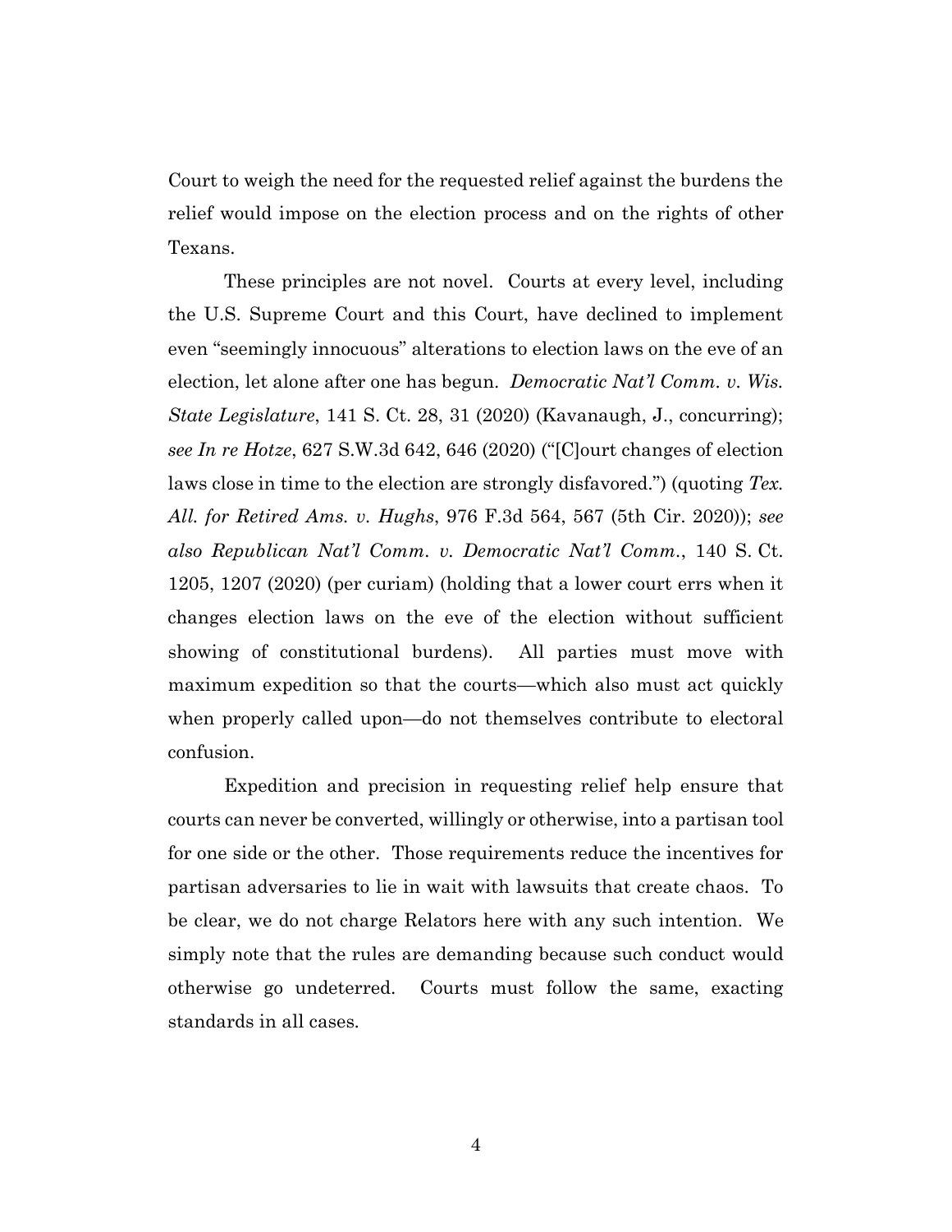Court to weigh the need for the requested relief against the burdens the relief would impose on the election process and on the rights of other Texans.

These principles are not novel. Courts at every level, including the U.S. Supreme Court and this Court, have declined to implement even "seemingly innocuous" alterations to election laws on the eve of an election, let alone after one has begun. *Democratic Nat'l Comm. v. Wis. State Legislature*, 141 S. Ct. 28, 31 (2020) (Kavanaugh, J., concurring); *see In re Hotze*, 627 S.W.3d 642, 646 (2020) ("[C]ourt changes of election laws close in time to the election are strongly disfavored.") (quoting *Tex. All. for Retired Ams. v. Hughs*, 976 F.3d 564, 567 (5th Cir. 2020)); *see also Republican Nat'l Comm. v. Democratic Nat'l Comm.*, 140 S. Ct. 1205, 1207 (2020) (per curiam) (holding that a lower court errs when it changes election laws on the eve of the election without sufficient showing of constitutional burdens). All parties must move with maximum expedition so that the courts—which also must act quickly when properly called upon—do not themselves contribute to electoral confusion.

Expedition and precision in requesting relief help ensure that courts can never be converted, willingly or otherwise, into a partisan tool for one side or the other. Those requirements reduce the incentives for partisan adversaries to lie in wait with lawsuits that create chaos. To be clear, we do not charge Relators here with any such intention. We simply note that the rules are demanding because such conduct would otherwise go undeterred. Courts must follow the same, exacting standards in all cases.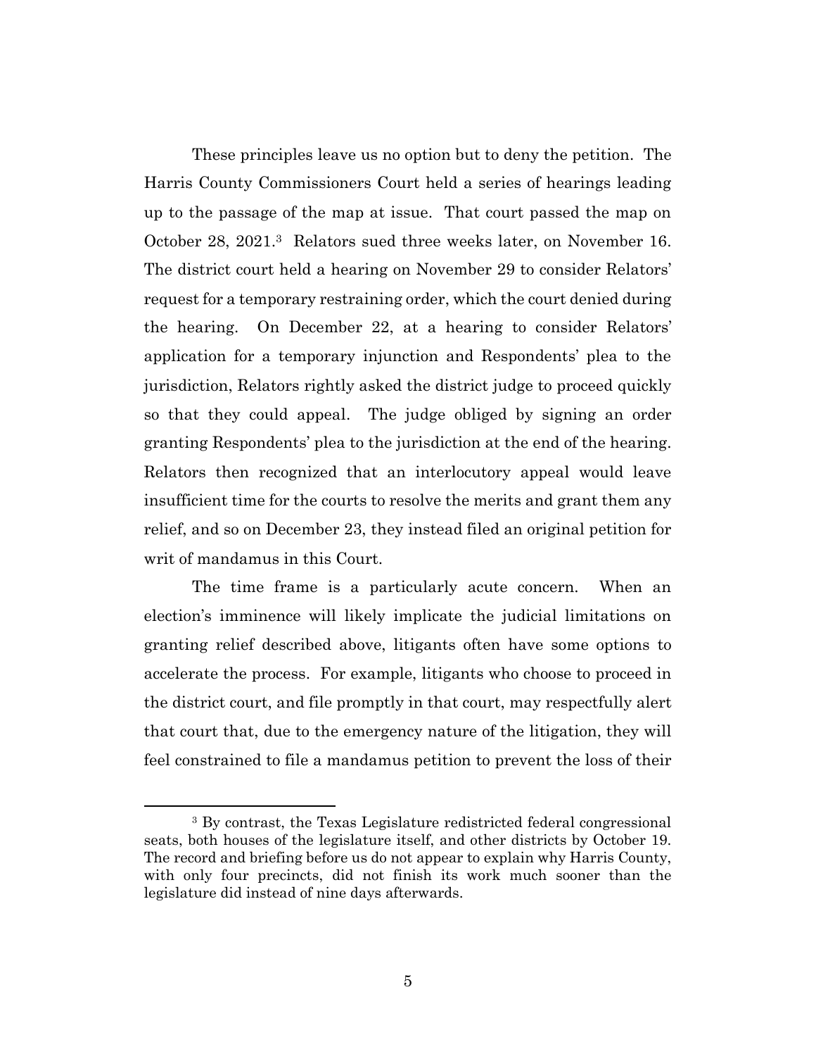These principles leave us no option but to deny the petition. The Harris County Commissioners Court held a series of hearings leading up to the passage of the map at issue. That court passed the map on October 28, 2021.[3] Relators sued three weeks later, on November 16. The district court held a hearing on November 29 to consider Relators' request for a temporary restraining order, which the court denied during the hearing. On December 22, at a hearing to consider Relators' application for a temporary injunction and Respondents' plea to the jurisdiction, Relators rightly asked the district judge to proceed quickly so that they could appeal. The judge obliged by signing an order granting Respondents' plea to the jurisdiction at the end of the hearing. Relators then recognized that an interlocutory appeal would leave insufficient time for the courts to resolve the merits and grant them any relief, and so on December 23, they instead filed an original petition for writ of mandamus in this Court.

The time frame is a particularly acute concern. When an election's imminence will likely implicate the judicial limitations on granting relief described above, litigants often have some options to accelerate the process. For example, litigants who choose to proceed in the district court, and file promptly in that court, may respectfully alert that court that, due to the emergency nature of the litigation, they will feel constrained to file a mandamus petition to prevent the loss of their

---

[3] By contrast, the Texas Legislature redistricted federal congressional seats, both houses of the legislature itself, and other districts by October 19. The record and briefing before us do not appear to explain why Harris County, with only four precincts, did not finish its work much sooner than the legislature did instead of nine days afterwards.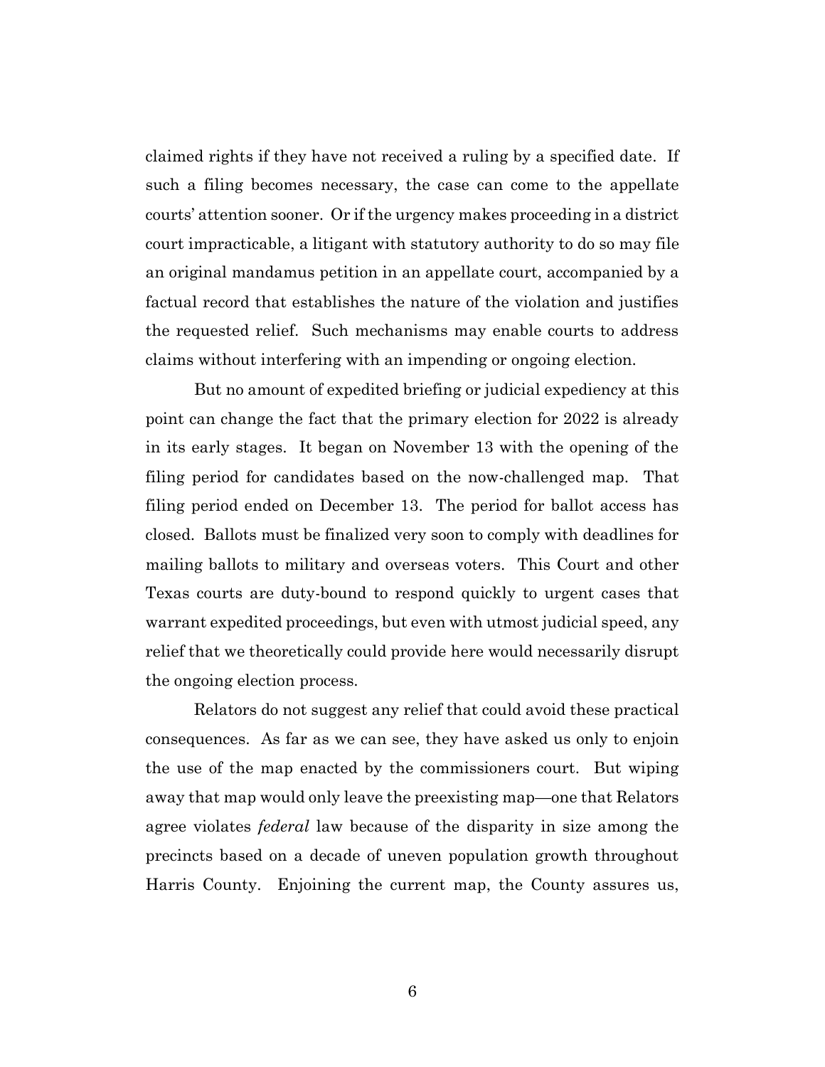claimed rights if they have not received a ruling by a specified date. If such a filing becomes necessary, the case can come to the appellate courts' attention sooner. Or if the urgency makes proceeding in a district court impracticable, a litigant with statutory authority to do so may file an original mandamus petition in an appellate court, accompanied by a factual record that establishes the nature of the violation and justifies the requested relief. Such mechanisms may enable courts to address claims without interfering with an impending or ongoing election.

But no amount of expedited briefing or judicial expediency at this point can change the fact that the primary election for 2022 is already in its early stages. It began on November 13 with the opening of the filing period for candidates based on the now-challenged map. That filing period ended on December 13. The period for ballot access has closed. Ballots must be finalized very soon to comply with deadlines for mailing ballots to military and overseas voters. This Court and other Texas courts are duty-bound to respond quickly to urgent cases that warrant expedited proceedings, but even with utmost judicial speed, any relief that we theoretically could provide here would necessarily disrupt the ongoing election process.

Relators do not suggest any relief that could avoid these practical consequences. As far as we can see, they have asked us only to enjoin the use of the map enacted by the commissioners court. But wiping away that map would only leave the preexisting map—one that Relators agree violates *federal* law because of the disparity in size among the precincts based on a decade of uneven population growth throughout Harris County. Enjoining the current map, the County assures us,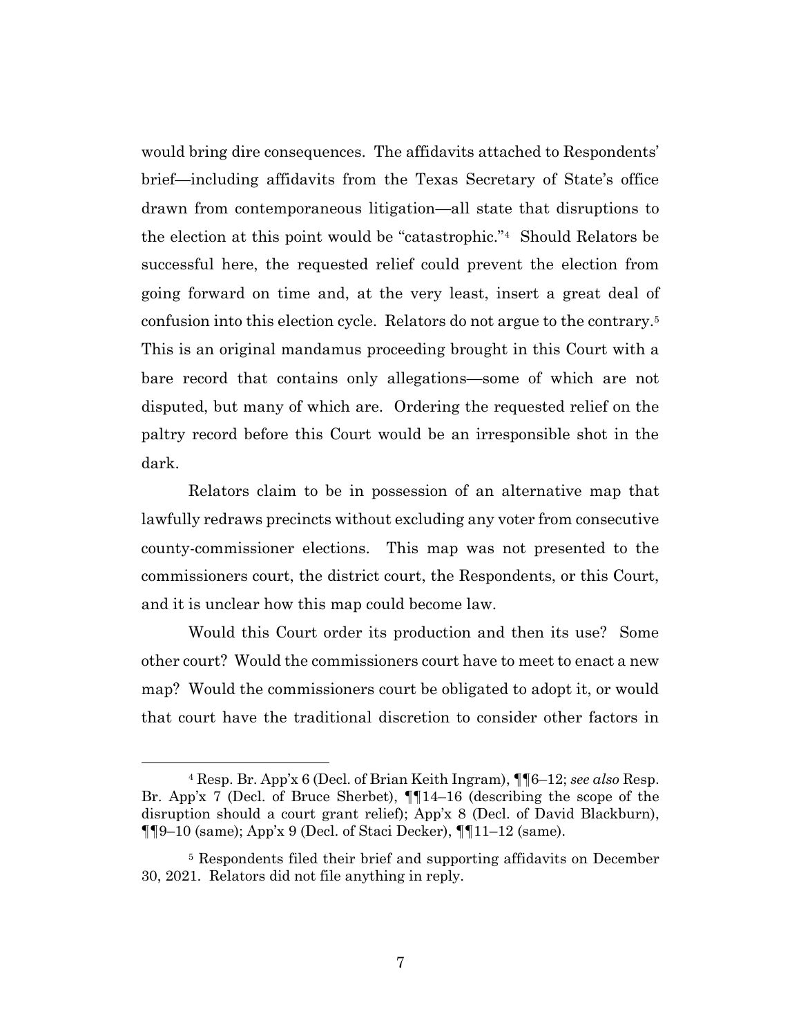would bring dire consequences. The affidavits attached to Respondents' brief—including affidavits from the Texas Secretary of State's office drawn from contemporaneous litigation—all state that disruptions to the election at this point would be "catastrophic."[4] Should Relators be successful here, the requested relief could prevent the election from going forward on time and, at the very least, insert a great deal of confusion into this election cycle. Relators do not argue to the contrary.[5] This is an original mandamus proceeding brought in this Court with a bare record that contains only allegations—some of which are not disputed, but many of which are. Ordering the requested relief on the paltry record before this Court would be an irresponsible shot in the dark.

Relators claim to be in possession of an alternative map that lawfully redraws precincts without excluding any voter from consecutive county-commissioner elections. This map was not presented to the commissioners court, the district court, the Respondents, or this Court, and it is unclear how this map could become law.

Would this Court order its production and then its use? Some other court? Would the commissioners court have to meet to enact a new map? Would the commissioners court be obligated to adopt it, or would that court have the traditional discretion to consider other factors in

---

[4] Resp. Br. App'x 6 (Decl. of Brian Keith Ingram), ¶¶6–12; *see also* Resp. Br. App'x 7 (Decl. of Bruce Sherbet), ¶¶14–16 (describing the scope of the disruption should a court grant relief); App'x 8 (Decl. of David Blackburn), ¶¶9–10 (same); App'x 9 (Decl. of Staci Decker), ¶¶11–12 (same).

[5] Respondents filed their brief and supporting affidavits on December 30, 2021. Relators did not file anything in reply.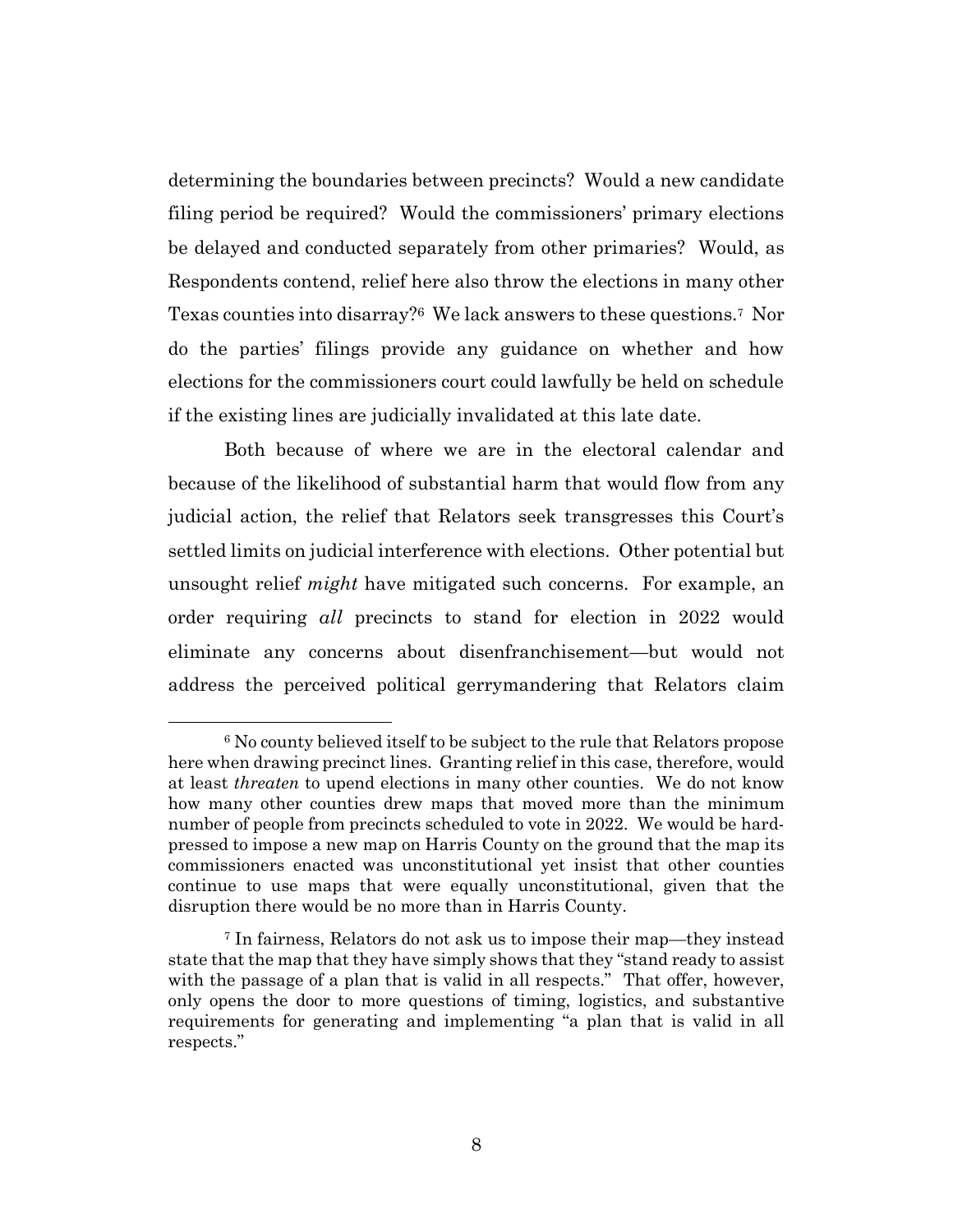determining the boundaries between precincts? Would a new candidate filing period be required? Would the commissioners' primary elections be delayed and conducted separately from other primaries? Would, as Respondents contend, relief here also throw the elections in many other Texas counties into disarray?[6] We lack answers to these questions.[7] Nor do the parties' filings provide any guidance on whether and how elections for the commissioners court could lawfully be held on schedule if the existing lines are judicially invalidated at this late date.

Both because of where we are in the electoral calendar and because of the likelihood of substantial harm that would flow from any judicial action, the relief that Relators seek transgresses this Court's settled limits on judicial interference with elections. Other potential but unsought relief *might* have mitigated such concerns. For example, an order requiring *all* precincts to stand for election in 2022 would eliminate any concerns about disenfranchisement—but would not address the perceived political gerrymandering that Relators claim

[6] No county believed itself to be subject to the rule that Relators propose here when drawing precinct lines. Granting relief in this case, therefore, would at least *threaten* to upend elections in many other counties. We do not know how many other counties drew maps that moved more than the minimum number of people from precincts scheduled to vote in 2022. We would be hard-pressed to impose a new map on Harris County on the ground that the map its commissioners enacted was unconstitutional yet insist that other counties continue to use maps that were equally unconstitutional, given that the disruption there would be no more than in Harris County.

[7] In fairness, Relators do not ask us to impose their map—they instead state that the map that they have simply shows that they "stand ready to assist with the passage of a plan that is valid in all respects." That offer, however, only opens the door to more questions of timing, logistics, and substantive requirements for generating and implementing "a plan that is valid in all respects."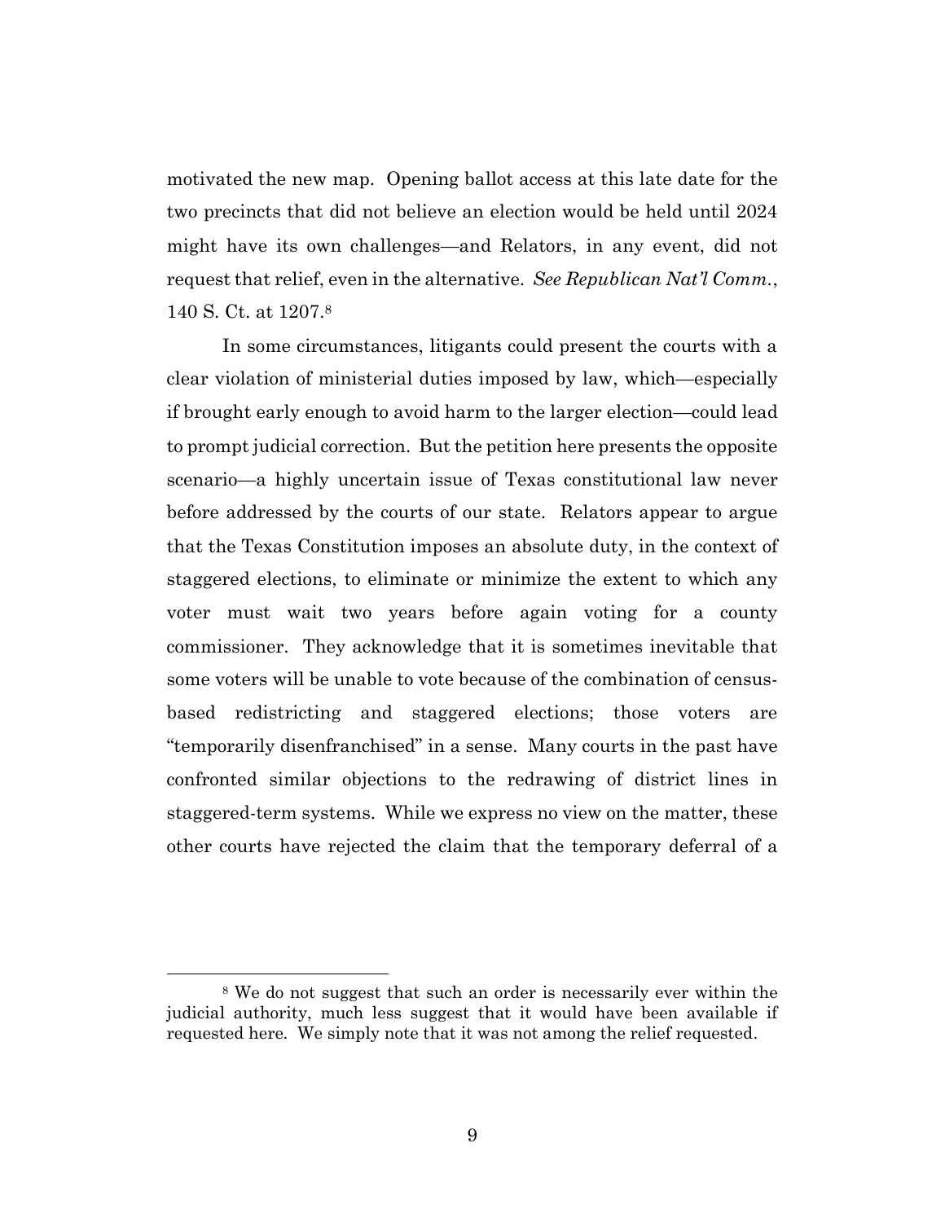motivated the new map. Opening ballot access at this late date for the two precincts that did not believe an election would be held until 2024 might have its own challenges—and Relators, in any event, did not request that relief, even in the alternative. *See Republican Nat'l Comm.*, 140 S. Ct. at 1207.[8]

In some circumstances, litigants could present the courts with a clear violation of ministerial duties imposed by law, which—especially if brought early enough to avoid harm to the larger election—could lead to prompt judicial correction. But the petition here presents the opposite scenario—a highly uncertain issue of Texas constitutional law never before addressed by the courts of our state. Relators appear to argue that the Texas Constitution imposes an absolute duty, in the context of staggered elections, to eliminate or minimize the extent to which any voter must wait two years before again voting for a county commissioner. They acknowledge that it is sometimes inevitable that some voters will be unable to vote because of the combination of census-based redistricting and staggered elections; those voters are "temporarily disenfranchised" in a sense. Many courts in the past have confronted similar objections to the redrawing of district lines in staggered-term systems. While we express no view on the matter, these other courts have rejected the claim that the temporary deferral of a

---

[8] We do not suggest that such an order is necessarily ever within the judicial authority, much less suggest that it would have been available if requested here. We simply note that it was not among the relief requested.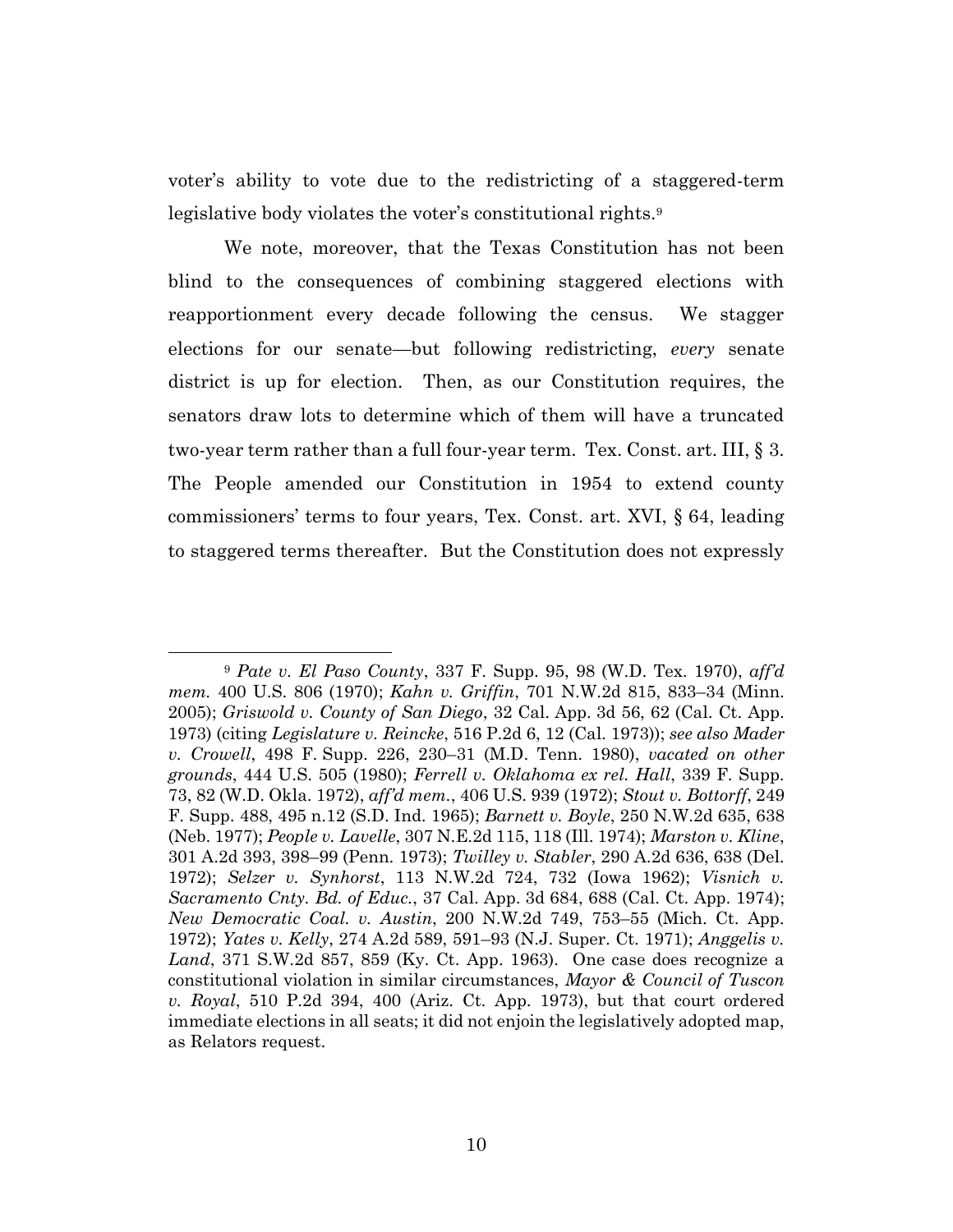voter's ability to vote due to the redistricting of a staggered-term legislative body violates the voter's constitutional rights.[9]

We note, moreover, that the Texas Constitution has not been blind to the consequences of combining staggered elections with reapportionment every decade following the census. We stagger elections for our senate—but following redistricting, *every* senate district is up for election. Then, as our Constitution requires, the senators draw lots to determine which of them will have a truncated two-year term rather than a full four-year term. Tex. Const. art. III, § 3. The People amended our Constitution in 1954 to extend county commissioners' terms to four years, Tex. Const. art. XVI, § 64, leading to staggered terms thereafter. But the Constitution does not expressly

---

[9] *Pate v. El Paso County*, 337 F. Supp. 95, 98 (W.D. Tex. 1970), *aff'd mem.* 400 U.S. 806 (1970); *Kahn v. Griffin*, 701 N.W.2d 815, 833–34 (Minn. 2005); *Griswold v. County of San Diego*, 32 Cal. App. 3d 56, 62 (Cal. Ct. App. 1973) (citing *Legislature v. Reincke*, 516 P.2d 6, 12 (Cal. 1973)); *see also Mader v. Crowell*, 498 F. Supp. 226, 230–31 (M.D. Tenn. 1980), *vacated on other grounds*, 444 U.S. 505 (1980); *Ferrell v. Oklahoma ex rel. Hall*, 339 F. Supp. 73, 82 (W.D. Okla. 1972), *aff'd mem.*, 406 U.S. 939 (1972); *Stout v. Bottorff*, 249 F. Supp. 488, 495 n.12 (S.D. Ind. 1965); *Barnett v. Boyle*, 250 N.W.2d 635, 638 (Neb. 1977); *People v. Lavelle*, 307 N.E.2d 115, 118 (Ill. 1974); *Marston v. Kline*, 301 A.2d 393, 398–99 (Penn. 1973); *Twilley v. Stabler*, 290 A.2d 636, 638 (Del. 1972); *Selzer v. Synhorst*, 113 N.W.2d 724, 732 (Iowa 1962); *Visnich v. Sacramento Cnty. Bd. of Educ.*, 37 Cal. App. 3d 684, 688 (Cal. Ct. App. 1974); *New Democratic Coal. v. Austin*, 200 N.W.2d 749, 753–55 (Mich. Ct. App. 1972); *Yates v. Kelly*, 274 A.2d 589, 591–93 (N.J. Super. Ct. 1971); *Anggelis v. Land*, 371 S.W.2d 857, 859 (Ky. Ct. App. 1963). One case does recognize a constitutional violation in similar circumstances, *Mayor & Council of Tuscon v. Royal*, 510 P.2d 394, 400 (Ariz. Ct. App. 1973), but that court ordered immediate elections in all seats; it did not enjoin the legislatively adopted map, as Relators request.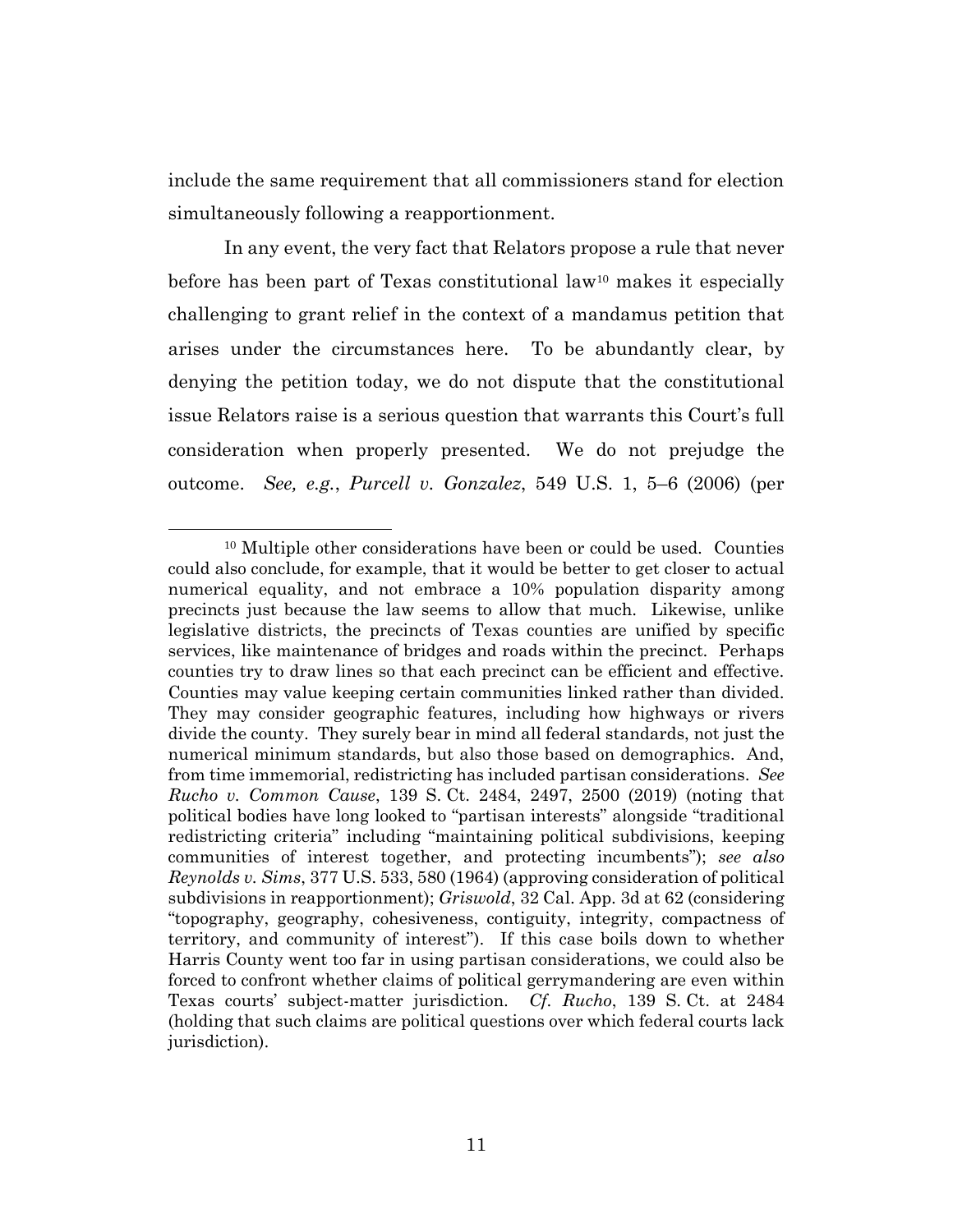include the same requirement that all commissioners stand for election simultaneously following a reapportionment.

In any event, the very fact that Relators propose a rule that never before has been part of Texas constitutional law[10] makes it especially challenging to grant relief in the context of a mandamus petition that arises under the circumstances here. To be abundantly clear, by denying the petition today, we do not dispute that the constitutional issue Relators raise is a serious question that warrants this Court's full consideration when properly presented. We do not prejudge the outcome. *See, e.g.*, *Purcell v. Gonzalez*, 549 U.S. 1, 5–6 (2006) (per

---

[10] Multiple other considerations have been or could be used. Counties could also conclude, for example, that it would be better to get closer to actual numerical equality, and not embrace a 10% population disparity among precincts just because the law seems to allow that much. Likewise, unlike legislative districts, the precincts of Texas counties are unified by specific services, like maintenance of bridges and roads within the precinct. Perhaps counties try to draw lines so that each precinct can be efficient and effective. Counties may value keeping certain communities linked rather than divided. They may consider geographic features, including how highways or rivers divide the county. They surely bear in mind all federal standards, not just the numerical minimum standards, but also those based on demographics. And, from time immemorial, redistricting has included partisan considerations. *See Rucho v. Common Cause*, 139 S. Ct. 2484, 2497, 2500 (2019) (noting that political bodies have long looked to "partisan interests" alongside "traditional redistricting criteria" including "maintaining political subdivisions, keeping communities of interest together, and protecting incumbents"); *see also Reynolds v. Sims*, 377 U.S. 533, 580 (1964) (approving consideration of political subdivisions in reapportionment); *Griswold*, 32 Cal. App. 3d at 62 (considering "topography, geography, cohesiveness, contiguity, integrity, compactness of territory, and community of interest"). If this case boils down to whether Harris County went too far in using partisan considerations, we could also be forced to confront whether claims of political gerrymandering are even within Texas courts' subject-matter jurisdiction. *Cf. Rucho*, 139 S. Ct. at 2484 (holding that such claims are political questions over which federal courts lack jurisdiction).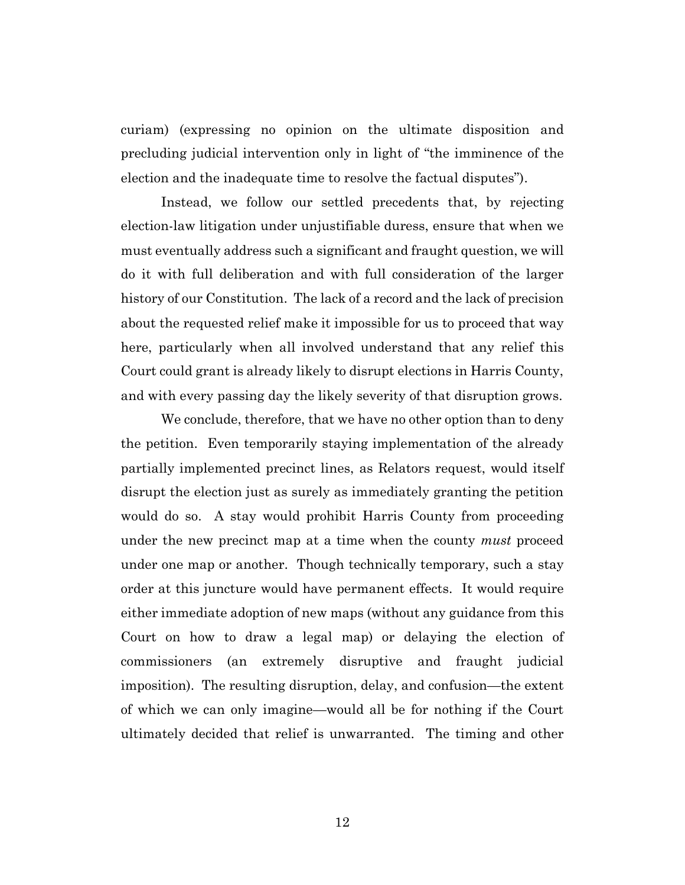curiam) (expressing no opinion on the ultimate disposition and precluding judicial intervention only in light of "the imminence of the election and the inadequate time to resolve the factual disputes").

Instead, we follow our settled precedents that, by rejecting election-law litigation under unjustifiable duress, ensure that when we must eventually address such a significant and fraught question, we will do it with full deliberation and with full consideration of the larger history of our Constitution. The lack of a record and the lack of precision about the requested relief make it impossible for us to proceed that way here, particularly when all involved understand that any relief this Court could grant is already likely to disrupt elections in Harris County, and with every passing day the likely severity of that disruption grows.

We conclude, therefore, that we have no other option than to deny the petition. Even temporarily staying implementation of the already partially implemented precinct lines, as Relators request, would itself disrupt the election just as surely as immediately granting the petition would do so. A stay would prohibit Harris County from proceeding under the new precinct map at a time when the county *must* proceed under one map or another. Though technically temporary, such a stay order at this juncture would have permanent effects. It would require either immediate adoption of new maps (without any guidance from this Court on how to draw a legal map) or delaying the election of commissioners (an extremely disruptive and fraught judicial imposition). The resulting disruption, delay, and confusion—the extent of which we can only imagine—would all be for nothing if the Court ultimately decided that relief is unwarranted. The timing and other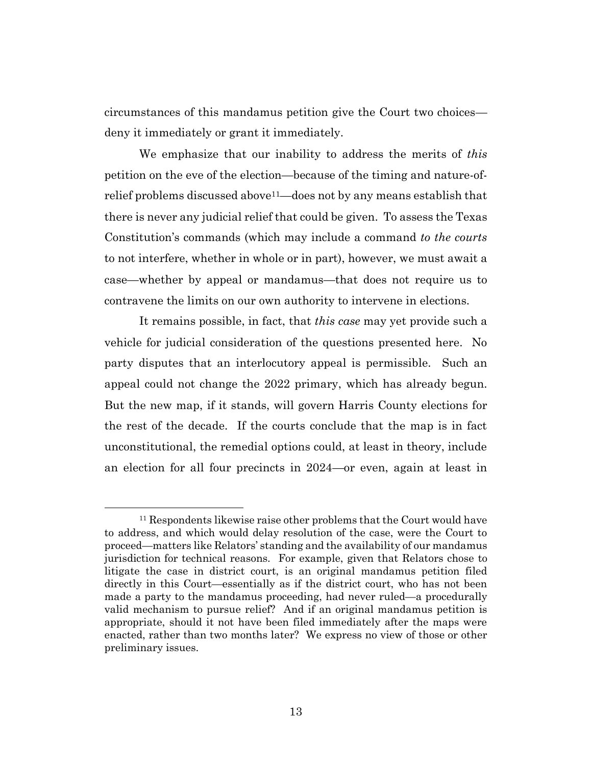circumstances of this mandamus petition give the Court two choices—deny it immediately or grant it immediately.

We emphasize that our inability to address the merits of *this* petition on the eve of the election—because of the timing and nature-of-relief problems discussed above[11]—does not by any means establish that there is never any judicial relief that could be given. To assess the Texas Constitution's commands (which may include a command *to the courts* to not interfere, whether in whole or in part), however, we must await a case—whether by appeal or mandamus—that does not require us to contravene the limits on our own authority to intervene in elections.

It remains possible, in fact, that *this case* may yet provide such a vehicle for judicial consideration of the questions presented here. No party disputes that an interlocutory appeal is permissible. Such an appeal could not change the 2022 primary, which has already begun. But the new map, if it stands, will govern Harris County elections for the rest of the decade. If the courts conclude that the map is in fact unconstitutional, the remedial options could, at least in theory, include an election for all four precincts in 2024—or even, again at least in

---

[11] Respondents likewise raise other problems that the Court would have to address, and which would delay resolution of the case, were the Court to proceed—matters like Relators' standing and the availability of our mandamus jurisdiction for technical reasons. For example, given that Relators chose to litigate the case in district court, is an original mandamus petition filed directly in this Court—essentially as if the district court, who has not been made a party to the mandamus proceeding, had never ruled—a procedurally valid mechanism to pursue relief? And if an original mandamus petition is appropriate, should it not have been filed immediately after the maps were enacted, rather than two months later? We express no view of those or other preliminary issues.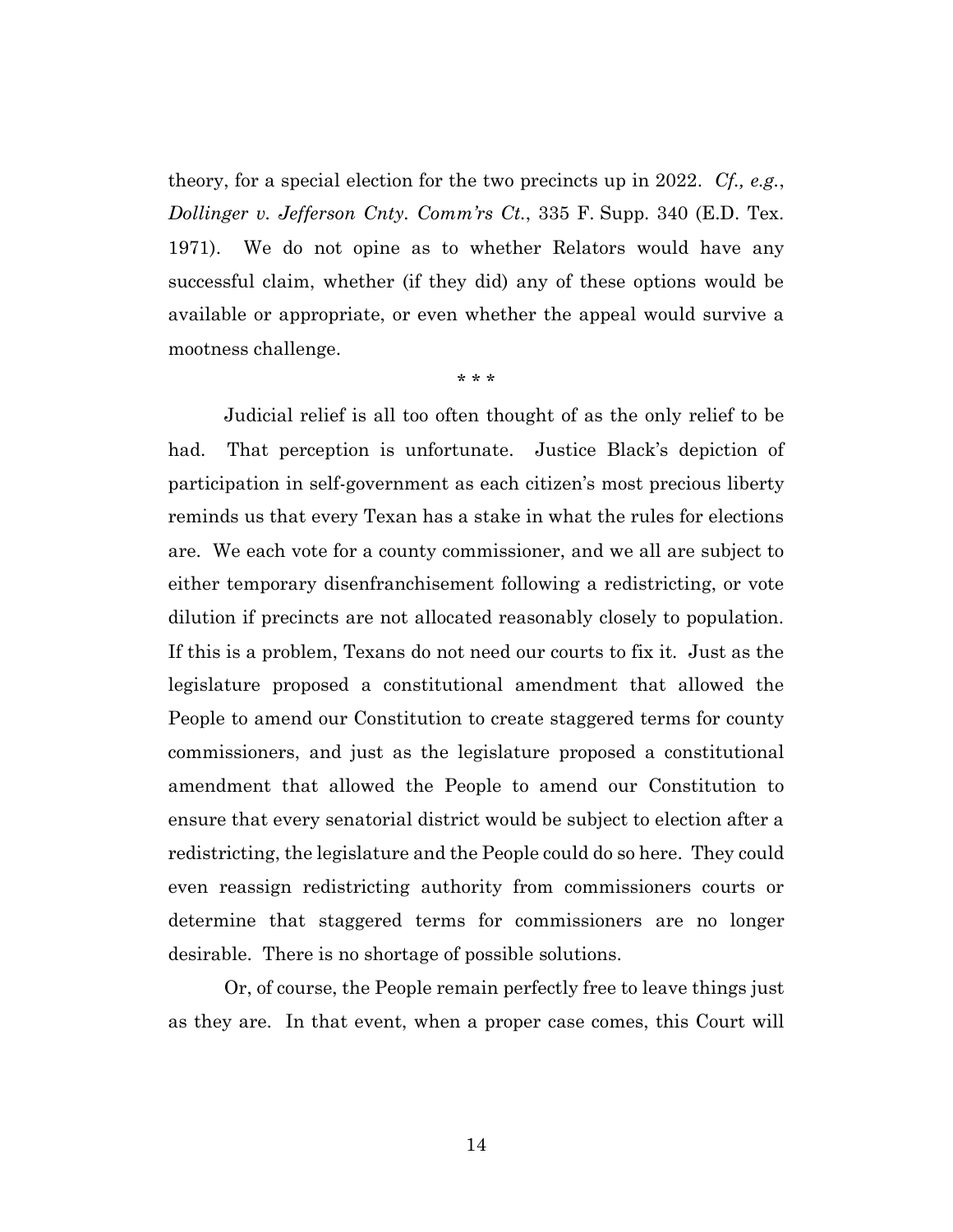theory, for a special election for the two precincts up in 2022. *Cf., e.g.*, *Dollinger v. Jefferson Cnty. Comm'rs Ct.*, 335 F. Supp. 340 (E.D. Tex. 1971). We do not opine as to whether Relators would have any successful claim, whether (if they did) any of these options would be available or appropriate, or even whether the appeal would survive a mootness challenge.

\* \* \*

Judicial relief is all too often thought of as the only relief to be had. That perception is unfortunate. Justice Black's depiction of participation in self-government as each citizen's most precious liberty reminds us that every Texan has a stake in what the rules for elections are. We each vote for a county commissioner, and we all are subject to either temporary disenfranchisement following a redistricting, or vote dilution if precincts are not allocated reasonably closely to population. If this is a problem, Texans do not need our courts to fix it. Just as the legislature proposed a constitutional amendment that allowed the People to amend our Constitution to create staggered terms for county commissioners, and just as the legislature proposed a constitutional amendment that allowed the People to amend our Constitution to ensure that every senatorial district would be subject to election after a redistricting, the legislature and the People could do so here. They could even reassign redistricting authority from commissioners courts or determine that staggered terms for commissioners are no longer desirable. There is no shortage of possible solutions.

Or, of course, the People remain perfectly free to leave things just as they are. In that event, when a proper case comes, this Court will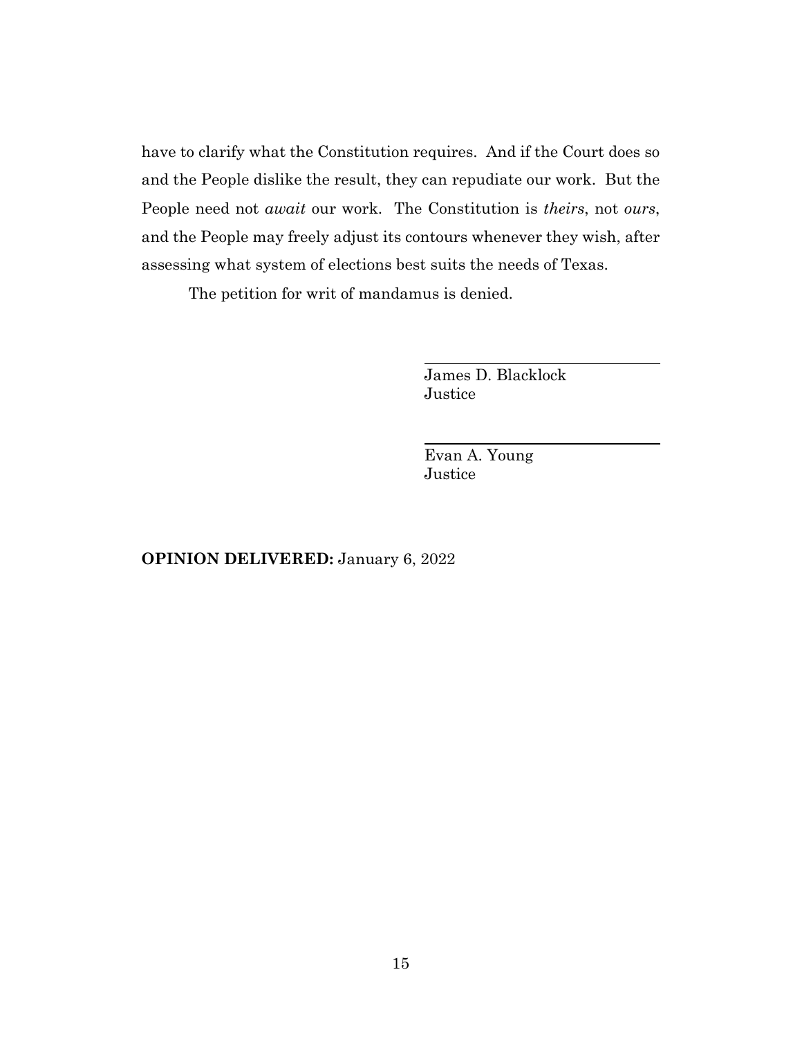have to clarify what the Constitution requires. And if the Court does so and the People dislike the result, they can repudiate our work. But the People need not *await* our work. The Constitution is *theirs*, not *ours*, and the People may freely adjust its contours whenever they wish, after assessing what system of elections best suits the needs of Texas.

The petition for writ of mandamus is denied.

James D. Blacklock
Justice

Evan A. Young
Justice

**OPINION DELIVERED:** January 6, 2022